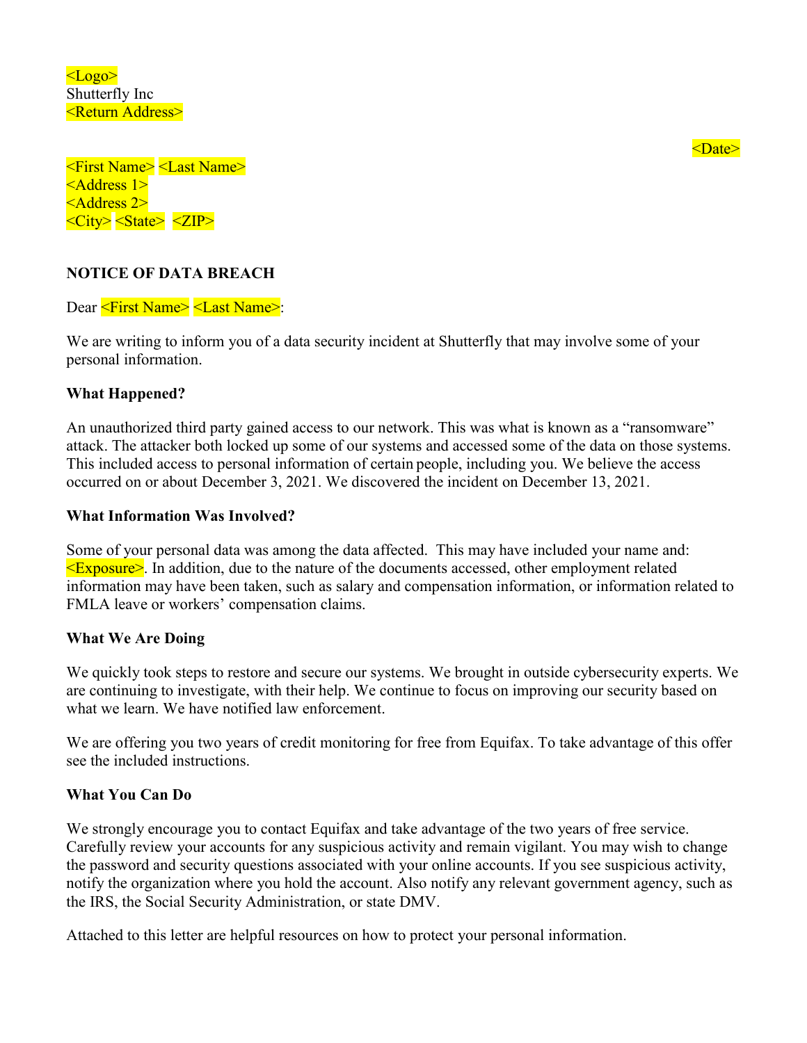<Logo>
Shutterfly Inc
<Return Address>

<Date>

<First Name> <Last Name>
<Address 1>
<Address 2>
<City> <State> <ZIP>

**NOTICE OF DATA BREACH**

Dear <First Name> <Last Name>:

We are writing to inform you of a data security incident at Shutterfly that may involve some of your personal information.

**What Happened?**

An unauthorized third party gained access to our network. This was what is known as a "ransomware" attack. The attacker both locked up some of our systems and accessed some of the data on those systems. This included access to personal information of certain people, including you. We believe the access occurred on or about December 3, 2021. We discovered the incident on December 13, 2021.

**What Information Was Involved?**

Some of your personal data was among the data affected. This may have included your name and: <Exposure>. In addition, due to the nature of the documents accessed, other employment related information may have been taken, such as salary and compensation information, or information related to FMLA leave or workers' compensation claims.

**What We Are Doing**

We quickly took steps to restore and secure our systems. We brought in outside cybersecurity experts. We are continuing to investigate, with their help. We continue to focus on improving our security based on what we learn. We have notified law enforcement.

We are offering you two years of credit monitoring for free from Equifax. To take advantage of this offer see the included instructions.

**What You Can Do**

We strongly encourage you to contact Equifax and take advantage of the two years of free service. Carefully review your accounts for any suspicious activity and remain vigilant. You may wish to change the password and security questions associated with your online accounts. If you see suspicious activity, notify the organization where you hold the account. Also notify any relevant government agency, such as the IRS, the Social Security Administration, or state DMV.

Attached to this letter are helpful resources on how to protect your personal information.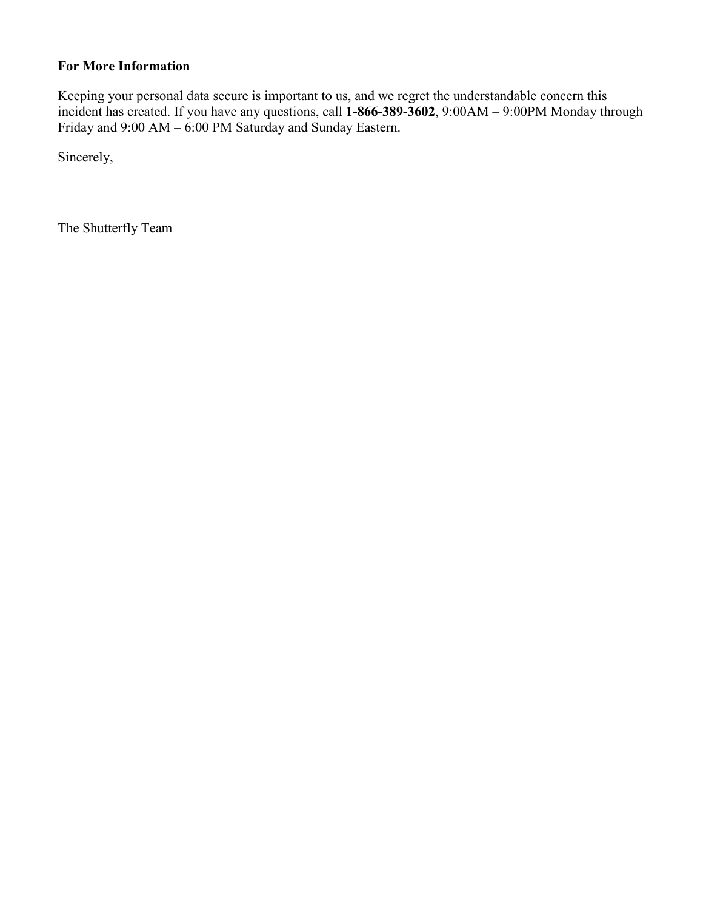**For More Information**

Keeping your personal data secure is important to us, and we regret the understandable concern this incident has created. If you have any questions, call **1-866-389-3602**, 9:00AM – 9:00PM Monday through Friday and 9:00 AM – 6:00 PM Saturday and Sunday Eastern.

Sincerely,

The Shutterfly Team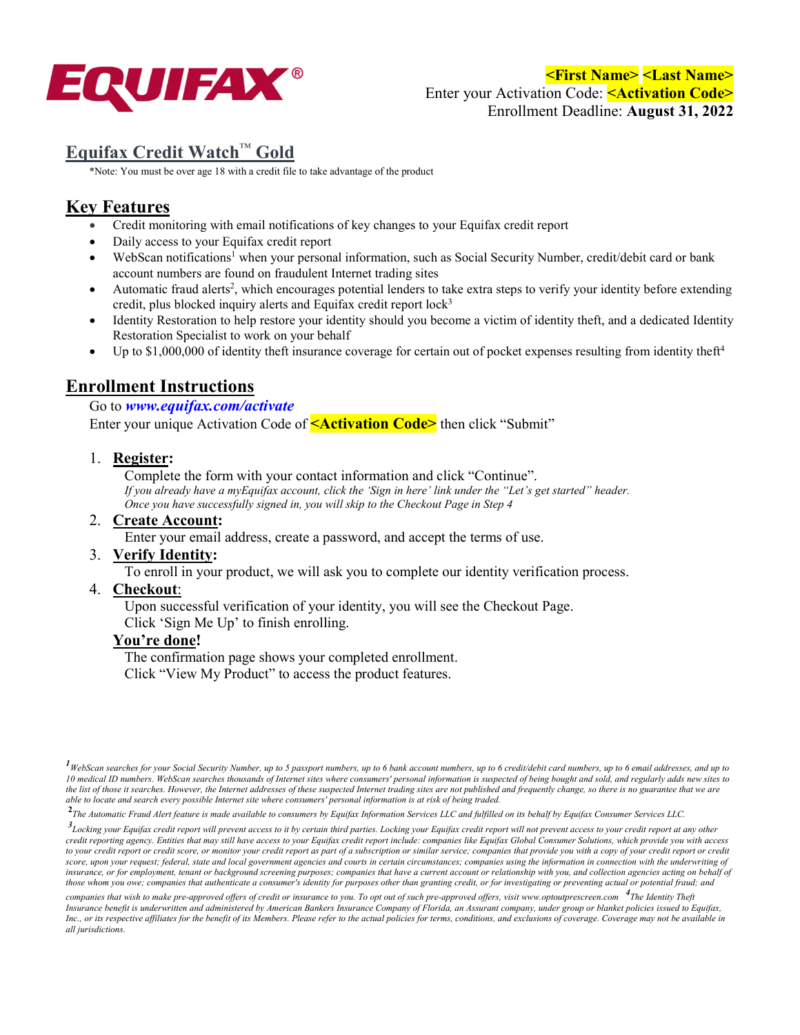EQUIFAX®

**<First Name> <Last Name>**
Enter your Activation Code: **<Activation Code>**
Enrollment Deadline: **August 31, 2022**

## Equifax Credit Watch™ Gold

*Note: You must be over age 18 with a credit file to take advantage of the product

## Key Features

- Credit monitoring with email notifications of key changes to your Equifax credit report
- Daily access to your Equifax credit report
- WebScan notifications[1] when your personal information, such as Social Security Number, credit/debit card or bank account numbers are found on fraudulent Internet trading sites
- Automatic fraud alerts[2], which encourages potential lenders to take extra steps to verify your identity before extending credit, plus blocked inquiry alerts and Equifax credit report lock[3]
- Identity Restoration to help restore your identity should you become a victim of identity theft, and a dedicated Identity Restoration Specialist to work on your behalf
- Up to $1,000,000 of identity theft insurance coverage for certain out of pocket expenses resulting from identity theft[4]

## Enrollment Instructions

Go to ***www.equifax.com/activate***

Enter your unique Activation Code of **<Activation Code>** then click "Submit"

1. **Register:**
   Complete the form with your contact information and click "Continue".
   *If you already have a myEquifax account, click the 'Sign in here' link under the "Let's get started" header. Once you have successfully signed in, you will skip to the Checkout Page in Step 4*
2. **Create Account:**
   Enter your email address, create a password, and accept the terms of use.
3. **Verify Identity:**
   To enroll in your product, we will ask you to complete our identity verification process.
4. **Checkout:**
   Upon successful verification of your identity, you will see the Checkout Page.
   Click 'Sign Me Up' to finish enrolling.

**You're done!**
The confirmation page shows your completed enrollment.
Click "View My Product" to access the product features.

---

*[1] WebScan searches for your Social Security Number, up to 5 passport numbers, up to 6 bank account numbers, up to 6 credit/debit card numbers, up to 6 email addresses, and up to 10 medical ID numbers. WebScan searches thousands of Internet sites where consumers' personal information is suspected of being bought and sold, and regularly adds new sites to the list of those it searches. However, the Internet addresses of these suspected Internet trading sites are not published and frequently change, so there is no guarantee that we are able to locate and search every possible Internet site where consumers' personal information is at risk of being traded.*

*[2] The Automatic Fraud Alert feature is made available to consumers by Equifax Information Services LLC and fulfilled on its behalf by Equifax Consumer Services LLC.*

*[3] Locking your Equifax credit report will prevent access to it by certain third parties. Locking your Equifax credit report will not prevent access to your credit report at any other credit reporting agency. Entities that may still have access to your Equifax credit report include: companies like Equifax Global Consumer Solutions, which provide you with access to your credit report or credit score, or monitor your credit report as part of a subscription or similar service; companies that provide you with a copy of your credit report or credit score, upon your request; federal, state and local government agencies and courts in certain circumstances; companies using the information in connection with the underwriting of insurance, or for employment, tenant or background screening purposes; companies that have a current account or relationship with you, and collection agencies acting on behalf of those whom you owe; companies that authenticate a consumer's identity for purposes other than granting credit, or for investigating or preventing actual or potential fraud; and companies that wish to make pre-approved offers of credit or insurance to you. To opt out of such pre-approved offers, visit www.optoutprescreen.com*

*[4] The Identity Theft Insurance benefit is underwritten and administered by American Bankers Insurance Company of Florida, an Assurant company, under group or blanket policies issued to Equifax, Inc., or its respective affiliates for the benefit of its Members. Please refer to the actual policies for terms, conditions, and exclusions of coverage. Coverage may not be available in all jurisdictions.*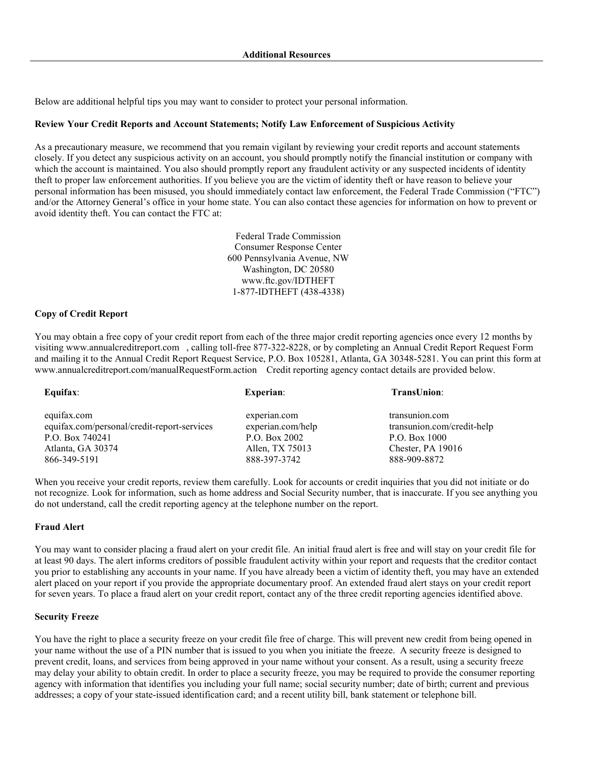## Additional Resources

Below are additional helpful tips you may want to consider to protect your personal information.

**Review Your Credit Reports and Account Statements; Notify Law Enforcement of Suspicious Activity**

As a precautionary measure, we recommend that you remain vigilant by reviewing your credit reports and account statements closely. If you detect any suspicious activity on an account, you should promptly notify the financial institution or company with which the account is maintained. You also should promptly report any fraudulent activity or any suspected incidents of identity theft to proper law enforcement authorities. If you believe you are the victim of identity theft or have reason to believe your personal information has been misused, you should immediately contact law enforcement, the Federal Trade Commission ("FTC") and/or the Attorney General's office in your home state. You can also contact these agencies for information on how to prevent or avoid identity theft. You can contact the FTC at:

Federal Trade Commission
Consumer Response Center
600 Pennsylvania Avenue, NW
Washington, DC 20580
www.ftc.gov/IDTHEFT
1-877-IDTHEFT (438-4338)

**Copy of Credit Report**

You may obtain a free copy of your credit report from each of the three major credit reporting agencies once every 12 months by visiting www.annualcreditreport.com , calling toll-free 877-322-8228, or by completing an Annual Credit Report Request Form and mailing it to the Annual Credit Report Request Service, P.O. Box 105281, Atlanta, GA 30348-5281. You can print this form at www.annualcreditreport.com/manualRequestForm.action Credit reporting agency contact details are provided below.

| **Equifax**: | **Experian**: | **TransUnion**: |
|---|---|---|
| equifax.com | experian.com | transunion.com |
| equifax.com/personal/credit-report-services | experian.com/help | transunion.com/credit-help |
| P.O. Box 740241 | P.O. Box 2002 | P.O. Box 1000 |
| Atlanta, GA 30374 | Allen, TX 75013 | Chester, PA 19016 |
| 866-349-5191 | 888-397-3742 | 888-909-8872 |

When you receive your credit reports, review them carefully. Look for accounts or credit inquiries that you did not initiate or do not recognize. Look for information, such as home address and Social Security number, that is inaccurate. If you see anything you do not understand, call the credit reporting agency at the telephone number on the report.

**Fraud Alert**

You may want to consider placing a fraud alert on your credit file. An initial fraud alert is free and will stay on your credit file for at least 90 days. The alert informs creditors of possible fraudulent activity within your report and requests that the creditor contact you prior to establishing any accounts in your name. If you have already been a victim of identity theft, you may have an extended alert placed on your report if you provide the appropriate documentary proof. An extended fraud alert stays on your credit report for seven years. To place a fraud alert on your credit report, contact any of the three credit reporting agencies identified above.

**Security Freeze**

You have the right to place a security freeze on your credit file free of charge. This will prevent new credit from being opened in your name without the use of a PIN number that is issued to you when you initiate the freeze. A security freeze is designed to prevent credit, loans, and services from being approved in your name without your consent. As a result, using a security freeze may delay your ability to obtain credit. In order to place a security freeze, you may be required to provide the consumer reporting agency with information that identifies you including your full name; social security number; date of birth; current and previous addresses; a copy of your state-issued identification card; and a recent utility bill, bank statement or telephone bill.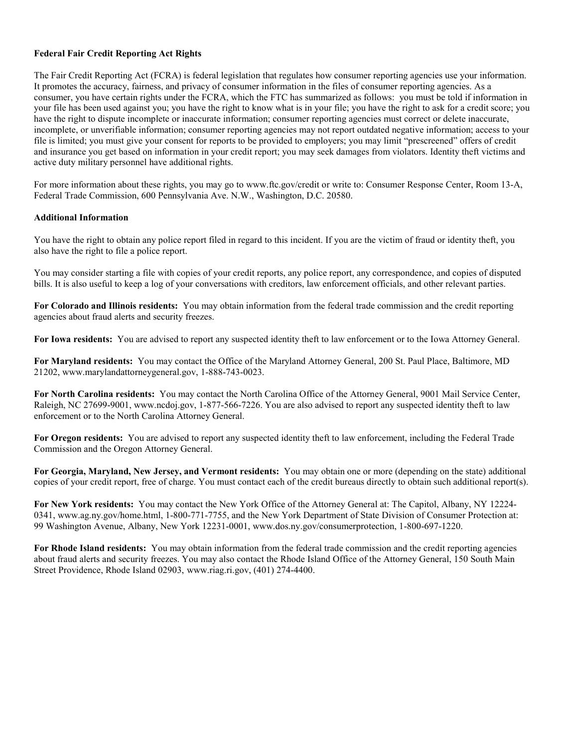**Federal Fair Credit Reporting Act Rights**

The Fair Credit Reporting Act (FCRA) is federal legislation that regulates how consumer reporting agencies use your information. It promotes the accuracy, fairness, and privacy of consumer information in the files of consumer reporting agencies. As a consumer, you have certain rights under the FCRA, which the FTC has summarized as follows: you must be told if information in your file has been used against you; you have the right to know what is in your file; you have the right to ask for a credit score; you have the right to dispute incomplete or inaccurate information; consumer reporting agencies must correct or delete inaccurate, incomplete, or unverifiable information; consumer reporting agencies may not report outdated negative information; access to your file is limited; you must give your consent for reports to be provided to employers; you may limit "prescreened" offers of credit and insurance you get based on information in your credit report; you may seek damages from violators. Identity theft victims and active duty military personnel have additional rights.

For more information about these rights, you may go to www.ftc.gov/credit or write to: Consumer Response Center, Room 13-A, Federal Trade Commission, 600 Pennsylvania Ave. N.W., Washington, D.C. 20580.

**Additional Information**

You have the right to obtain any police report filed in regard to this incident. If you are the victim of fraud or identity theft, you also have the right to file a police report.

You may consider starting a file with copies of your credit reports, any police report, any correspondence, and copies of disputed bills. It is also useful to keep a log of your conversations with creditors, law enforcement officials, and other relevant parties.

**For Colorado and Illinois residents:** You may obtain information from the federal trade commission and the credit reporting agencies about fraud alerts and security freezes.

**For Iowa residents:** You are advised to report any suspected identity theft to law enforcement or to the Iowa Attorney General.

**For Maryland residents:** You may contact the Office of the Maryland Attorney General, 200 St. Paul Place, Baltimore, MD 21202, www.marylandattorneygeneral.gov, 1-888-743-0023.

**For North Carolina residents:** You may contact the North Carolina Office of the Attorney General, 9001 Mail Service Center, Raleigh, NC 27699-9001, www.ncdoj.gov, 1-877-566-7226. You are also advised to report any suspected identity theft to law enforcement or to the North Carolina Attorney General.

**For Oregon residents:** You are advised to report any suspected identity theft to law enforcement, including the Federal Trade Commission and the Oregon Attorney General.

**For Georgia, Maryland, New Jersey, and Vermont residents:** You may obtain one or more (depending on the state) additional copies of your credit report, free of charge. You must contact each of the credit bureaus directly to obtain such additional report(s).

**For New York residents:** You may contact the New York Office of the Attorney General at: The Capitol, Albany, NY 12224-0341, www.ag.ny.gov/home.html, 1-800-771-7755, and the New York Department of State Division of Consumer Protection at: 99 Washington Avenue, Albany, New York 12231-0001, www.dos.ny.gov/consumerprotection, 1-800-697-1220.

**For Rhode Island residents:** You may obtain information from the federal trade commission and the credit reporting agencies about fraud alerts and security freezes. You may also contact the Rhode Island Office of the Attorney General, 150 South Main Street Providence, Rhode Island 02903, www.riag.ri.gov, (401) 274-4400.